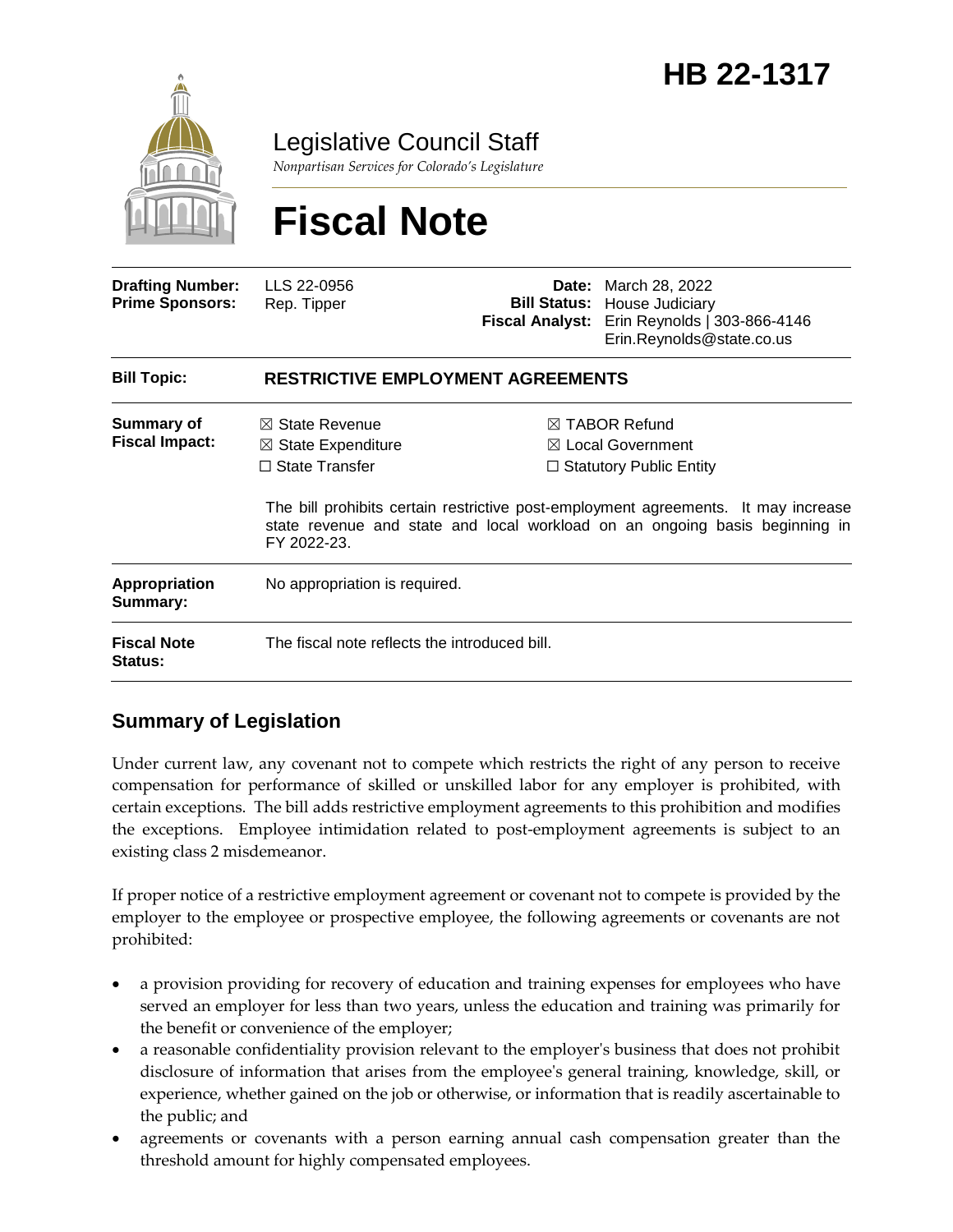# HB 22-1317

Legislative Council Staff

*Nonpartisan Services for Colorado's Legislature*

# Fiscal Note

| | | | |
|---|---|---|---|
| **Drafting Number:** | LLS 22-0956 | **Date:** | March 28, 2022 |
| **Prime Sponsors:** | Rep. Tipper | **Bill Status:** | House Judiciary |
| | | **Fiscal Analyst:** | Erin Reynolds \| 303-866-4146 Erin.Reynolds@state.co.us |

| | |
|---|---|
| **Bill Topic:** | **RESTRICTIVE EMPLOYMENT AGREEMENTS** |
| **Summary of Fiscal Impact:** | ☒ State Revenue ☒ TABOR Refund<br>☒ State Expenditure ☒ Local Government<br>☐ State Transfer ☐ Statutory Public Entity<br><br>The bill prohibits certain restrictive post-employment agreements. It may increase state revenue and state and local workload on an ongoing basis beginning in FY 2022-23. |
| **Appropriation Summary:** | No appropriation is required. |
| **Fiscal Note Status:** | The fiscal note reflects the introduced bill. |

## Summary of Legislation

Under current law, any covenant not to compete which restricts the right of any person to receive compensation for performance of skilled or unskilled labor for any employer is prohibited, with certain exceptions. The bill adds restrictive employment agreements to this prohibition and modifies the exceptions. Employee intimidation related to post-employment agreements is subject to an existing class 2 misdemeanor.

If proper notice of a restrictive employment agreement or covenant not to compete is provided by the employer to the employee or prospective employee, the following agreements or covenants are not prohibited:

- a provision providing for recovery of education and training expenses for employees who have served an employer for less than two years, unless the education and training was primarily for the benefit or convenience of the employer;
- a reasonable confidentiality provision relevant to the employer's business that does not prohibit disclosure of information that arises from the employee's general training, knowledge, skill, or experience, whether gained on the job or otherwise, or information that is readily ascertainable to the public; and
- agreements or covenants with a person earning annual cash compensation greater than the threshold amount for highly compensated employees.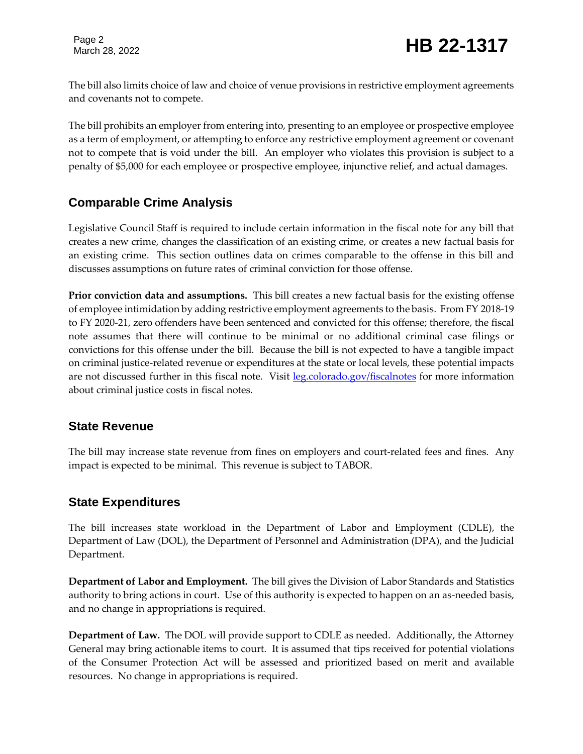The bill also limits choice of law and choice of venue provisions in restrictive employment agreements and covenants not to compete.

The bill prohibits an employer from entering into, presenting to an employee or prospective employee as a term of employment, or attempting to enforce any restrictive employment agreement or covenant not to compete that is void under the bill. An employer who violates this provision is subject to a penalty of $5,000 for each employee or prospective employee, injunctive relief, and actual damages.

## Comparable Crime Analysis

Legislative Council Staff is required to include certain information in the fiscal note for any bill that creates a new crime, changes the classification of an existing crime, or creates a new factual basis for an existing crime. This section outlines data on crimes comparable to the offense in this bill and discusses assumptions on future rates of criminal conviction for those offense.

**Prior conviction data and assumptions.** This bill creates a new factual basis for the existing offense of employee intimidation by adding restrictive employment agreements to the basis. From FY 2018-19 to FY 2020-21, zero offenders have been sentenced and convicted for this offense; therefore, the fiscal note assumes that there will continue to be minimal or no additional criminal case filings or convictions for this offense under the bill. Because the bill is not expected to have a tangible impact on criminal justice-related revenue or expenditures at the state or local levels, these potential impacts are not discussed further in this fiscal note. Visit [leg.colorado.gov/fiscalnotes](leg.colorado.gov/fiscalnotes) for more information about criminal justice costs in fiscal notes.

## State Revenue

The bill may increase state revenue from fines on employers and court-related fees and fines. Any impact is expected to be minimal. This revenue is subject to TABOR.

## State Expenditures

The bill increases state workload in the Department of Labor and Employment (CDLE), the Department of Law (DOL), the Department of Personnel and Administration (DPA), and the Judicial Department.

**Department of Labor and Employment.** The bill gives the Division of Labor Standards and Statistics authority to bring actions in court. Use of this authority is expected to happen on an as-needed basis, and no change in appropriations is required.

**Department of Law.** The DOL will provide support to CDLE as needed. Additionally, the Attorney General may bring actionable items to court. It is assumed that tips received for potential violations of the Consumer Protection Act will be assessed and prioritized based on merit and available resources. No change in appropriations is required.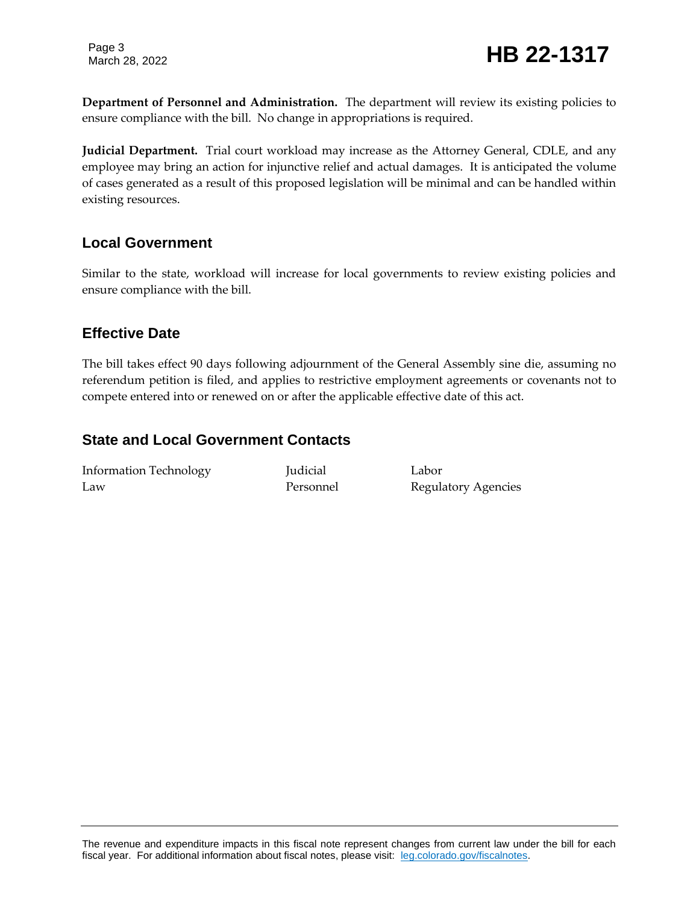**Department of Personnel and Administration.** The department will review its existing policies to ensure compliance with the bill. No change in appropriations is required.

**Judicial Department.** Trial court workload may increase as the Attorney General, CDLE, and any employee may bring an action for injunctive relief and actual damages. It is anticipated the volume of cases generated as a result of this proposed legislation will be minimal and can be handled within existing resources.

## Local Government

Similar to the state, workload will increase for local governments to review existing policies and ensure compliance with the bill.

## Effective Date

The bill takes effect 90 days following adjournment of the General Assembly sine die, assuming no referendum petition is filed, and applies to restrictive employment agreements or covenants not to compete entered into or renewed on or after the applicable effective date of this act.

## State and Local Government Contacts

| | | |
|---|---|---|
| Information Technology | Judicial | Labor |
| Law | Personnel | Regulatory Agencies |

The revenue and expenditure impacts in this fiscal note represent changes from current law under the bill for each fiscal year. For additional information about fiscal notes, please visit: leg.colorado.gov/fiscalnotes.